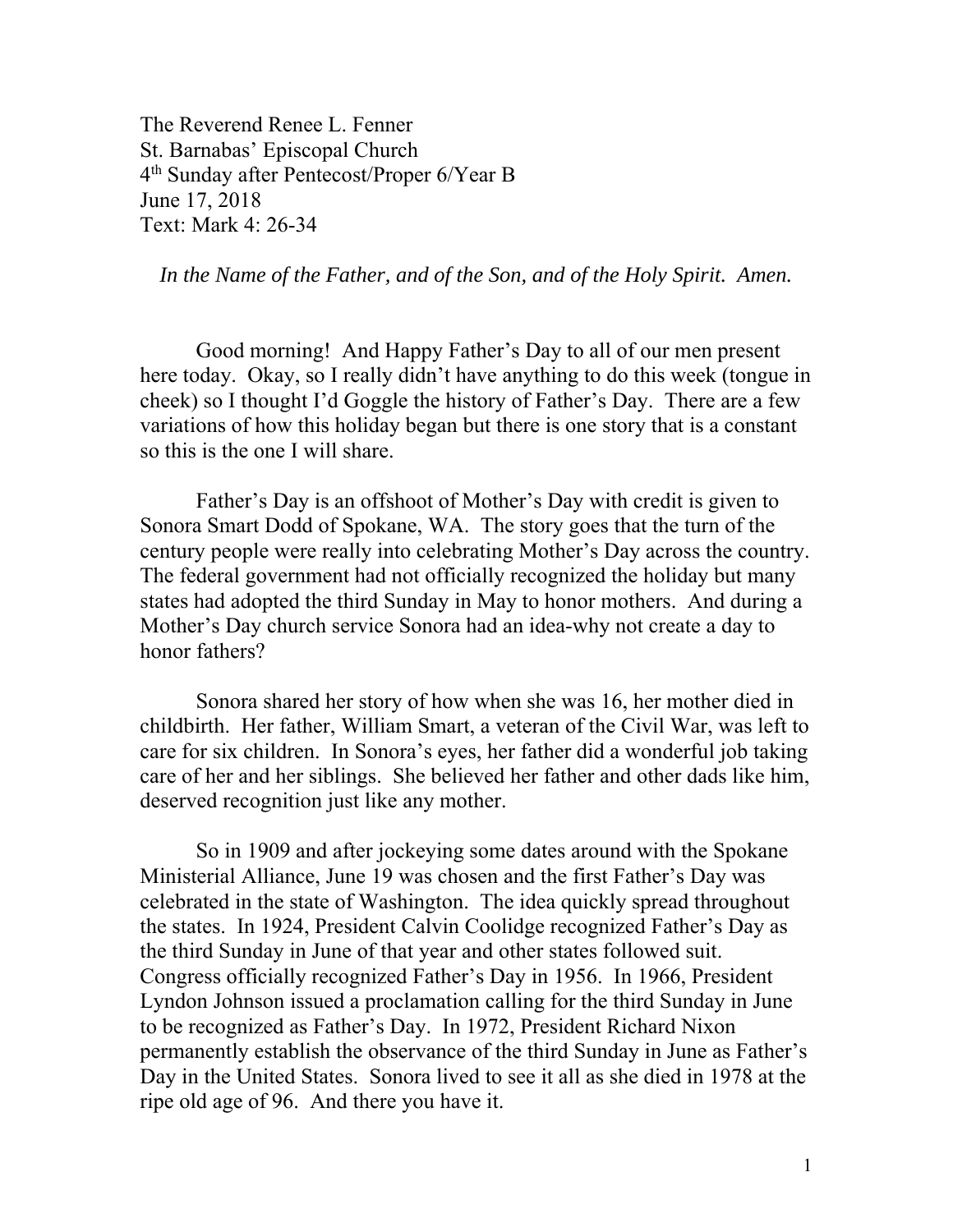The Reverend Renee L. Fenner
St. Barnabas' Episcopal Church
4th Sunday after Pentecost/Proper 6/Year B
June 17, 2018
Text: Mark 4: 26-34

*In the Name of the Father, and of the Son, and of the Holy Spirit. Amen.*

Good morning! And Happy Father's Day to all of our men present here today. Okay, so I really didn't have anything to do this week (tongue in cheek) so I thought I'd Goggle the history of Father's Day. There are a few variations of how this holiday began but there is one story that is a constant so this is the one I will share.

Father's Day is an offshoot of Mother's Day with credit is given to Sonora Smart Dodd of Spokane, WA. The story goes that the turn of the century people were really into celebrating Mother's Day across the country. The federal government had not officially recognized the holiday but many states had adopted the third Sunday in May to honor mothers. And during a Mother's Day church service Sonora had an idea-why not create a day to honor fathers?

Sonora shared her story of how when she was 16, her mother died in childbirth. Her father, William Smart, a veteran of the Civil War, was left to care for six children. In Sonora's eyes, her father did a wonderful job taking care of her and her siblings. She believed her father and other dads like him, deserved recognition just like any mother.

So in 1909 and after jockeying some dates around with the Spokane Ministerial Alliance, June 19 was chosen and the first Father's Day was celebrated in the state of Washington. The idea quickly spread throughout the states. In 1924, President Calvin Coolidge recognized Father's Day as the third Sunday in June of that year and other states followed suit. Congress officially recognized Father's Day in 1956. In 1966, President Lyndon Johnson issued a proclamation calling for the third Sunday in June to be recognized as Father's Day. In 1972, President Richard Nixon permanently establish the observance of the third Sunday in June as Father's Day in the United States. Sonora lived to see it all as she died in 1978 at the ripe old age of 96. And there you have it.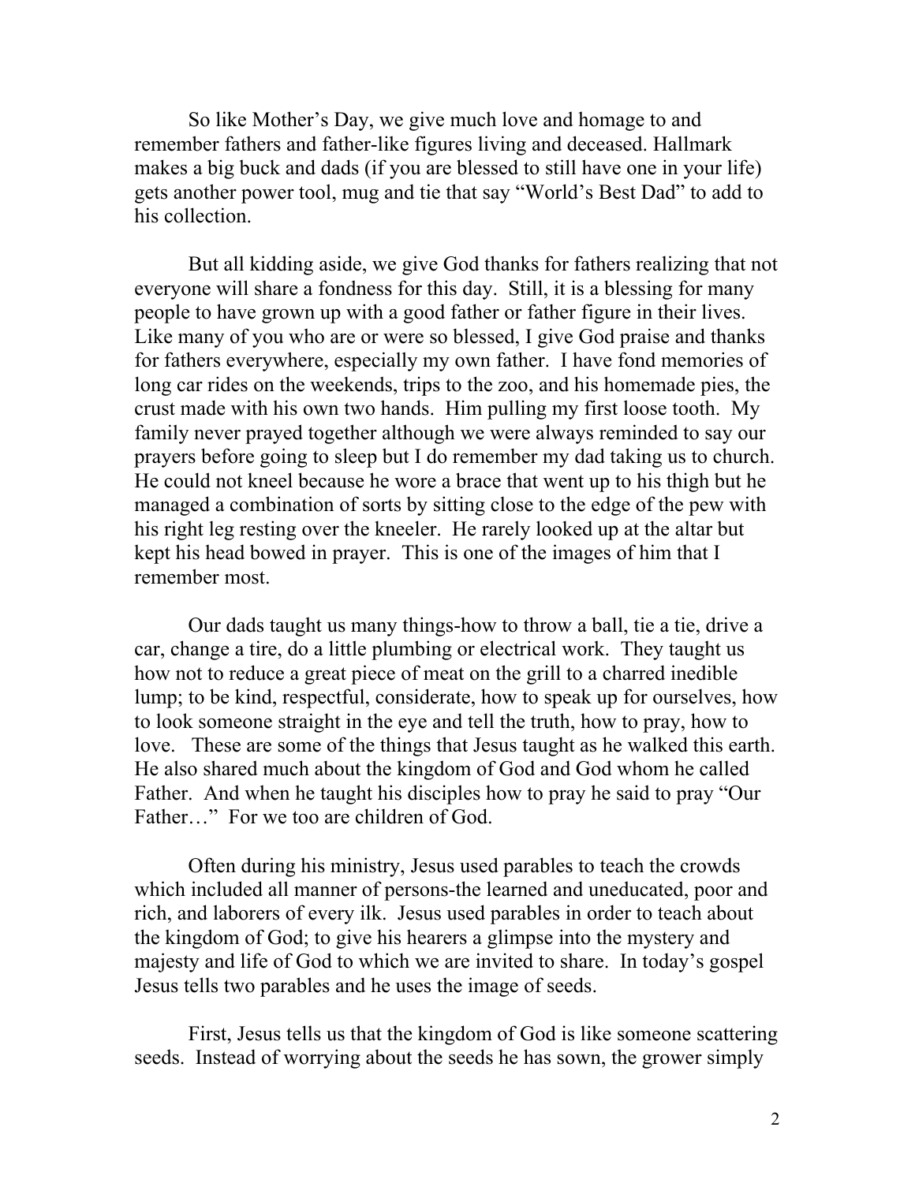So like Mother's Day, we give much love and homage to and remember fathers and father-like figures living and deceased. Hallmark makes a big buck and dads (if you are blessed to still have one in your life) gets another power tool, mug and tie that say "World's Best Dad" to add to his collection.

But all kidding aside, we give God thanks for fathers realizing that not everyone will share a fondness for this day. Still, it is a blessing for many people to have grown up with a good father or father figure in their lives. Like many of you who are or were so blessed, I give God praise and thanks for fathers everywhere, especially my own father. I have fond memories of long car rides on the weekends, trips to the zoo, and his homemade pies, the crust made with his own two hands. Him pulling my first loose tooth. My family never prayed together although we were always reminded to say our prayers before going to sleep but I do remember my dad taking us to church. He could not kneel because he wore a brace that went up to his thigh but he managed a combination of sorts by sitting close to the edge of the pew with his right leg resting over the kneeler. He rarely looked up at the altar but kept his head bowed in prayer. This is one of the images of him that I remember most.

Our dads taught us many things-how to throw a ball, tie a tie, drive a car, change a tire, do a little plumbing or electrical work. They taught us how not to reduce a great piece of meat on the grill to a charred inedible lump; to be kind, respectful, considerate, how to speak up for ourselves, how to look someone straight in the eye and tell the truth, how to pray, how to love. These are some of the things that Jesus taught as he walked this earth. He also shared much about the kingdom of God and God whom he called Father. And when he taught his disciples how to pray he said to pray "Our Father…" For we too are children of God.

Often during his ministry, Jesus used parables to teach the crowds which included all manner of persons-the learned and uneducated, poor and rich, and laborers of every ilk. Jesus used parables in order to teach about the kingdom of God; to give his hearers a glimpse into the mystery and majesty and life of God to which we are invited to share. In today's gospel Jesus tells two parables and he uses the image of seeds.

First, Jesus tells us that the kingdom of God is like someone scattering seeds. Instead of worrying about the seeds he has sown, the grower simply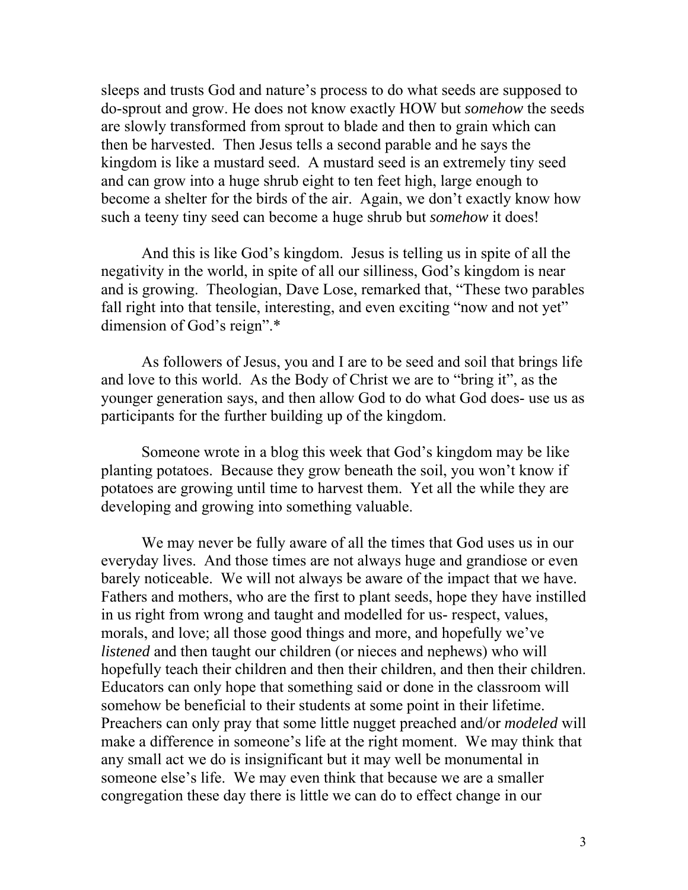sleeps and trusts God and nature's process to do what seeds are supposed to do-sprout and grow. He does not know exactly HOW but *somehow* the seeds are slowly transformed from sprout to blade and then to grain which can then be harvested. Then Jesus tells a second parable and he says the kingdom is like a mustard seed. A mustard seed is an extremely tiny seed and can grow into a huge shrub eight to ten feet high, large enough to become a shelter for the birds of the air. Again, we don't exactly know how such a teeny tiny seed can become a huge shrub but *somehow* it does!

And this is like God's kingdom. Jesus is telling us in spite of all the negativity in the world, in spite of all our silliness, God's kingdom is near and is growing. Theologian, Dave Lose, remarked that, "These two parables fall right into that tensile, interesting, and even exciting "now and not yet" dimension of God's reign".*

As followers of Jesus, you and I are to be seed and soil that brings life and love to this world. As the Body of Christ we are to "bring it", as the younger generation says, and then allow God to do what God does- use us as participants for the further building up of the kingdom.

Someone wrote in a blog this week that God's kingdom may be like planting potatoes. Because they grow beneath the soil, you won't know if potatoes are growing until time to harvest them. Yet all the while they are developing and growing into something valuable.

We may never be fully aware of all the times that God uses us in our everyday lives. And those times are not always huge and grandiose or even barely noticeable. We will not always be aware of the impact that we have. Fathers and mothers, who are the first to plant seeds, hope they have instilled in us right from wrong and taught and modelled for us- respect, values, morals, and love; all those good things and more, and hopefully we've *listened* and then taught our children (or nieces and nephews) who will hopefully teach their children and then their children, and then their children. Educators can only hope that something said or done in the classroom will somehow be beneficial to their students at some point in their lifetime. Preachers can only pray that some little nugget preached and/or *modeled* will make a difference in someone's life at the right moment. We may think that any small act we do is insignificant but it may well be monumental in someone else's life. We may even think that because we are a smaller congregation these day there is little we can do to effect change in our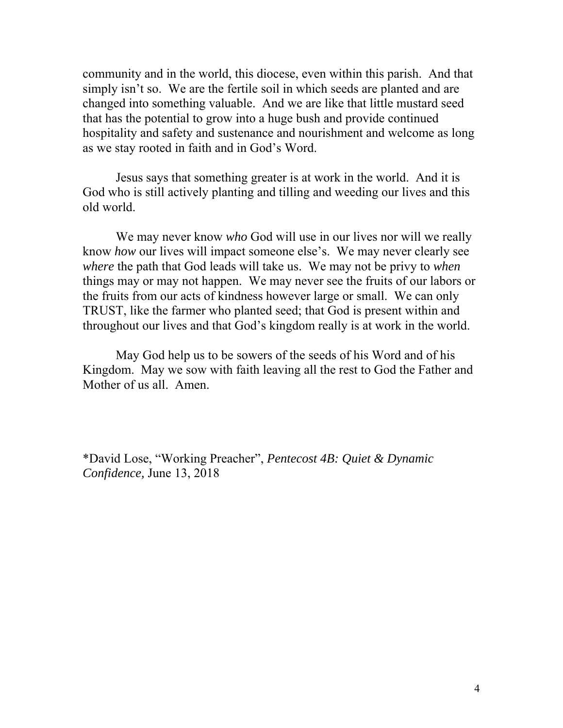community and in the world, this diocese, even within this parish. And that simply isn't so. We are the fertile soil in which seeds are planted and are changed into something valuable. And we are like that little mustard seed that has the potential to grow into a huge bush and provide continued hospitality and safety and sustenance and nourishment and welcome as long as we stay rooted in faith and in God's Word.

Jesus says that something greater is at work in the world. And it is God who is still actively planting and tilling and weeding our lives and this old world.

We may never know *who* God will use in our lives nor will we really know *how* our lives will impact someone else's. We may never clearly see *where* the path that God leads will take us. We may not be privy to *when* things may or may not happen. We may never see the fruits of our labors or the fruits from our acts of kindness however large or small. We can only TRUST, like the farmer who planted seed; that God is present within and throughout our lives and that God's kingdom really is at work in the world.

May God help us to be sowers of the seeds of his Word and of his Kingdom. May we sow with faith leaving all the rest to God the Father and Mother of us all. Amen.

*David Lose, "Working Preacher", *Pentecost 4B: Quiet & Dynamic Confidence,* June 13, 2018